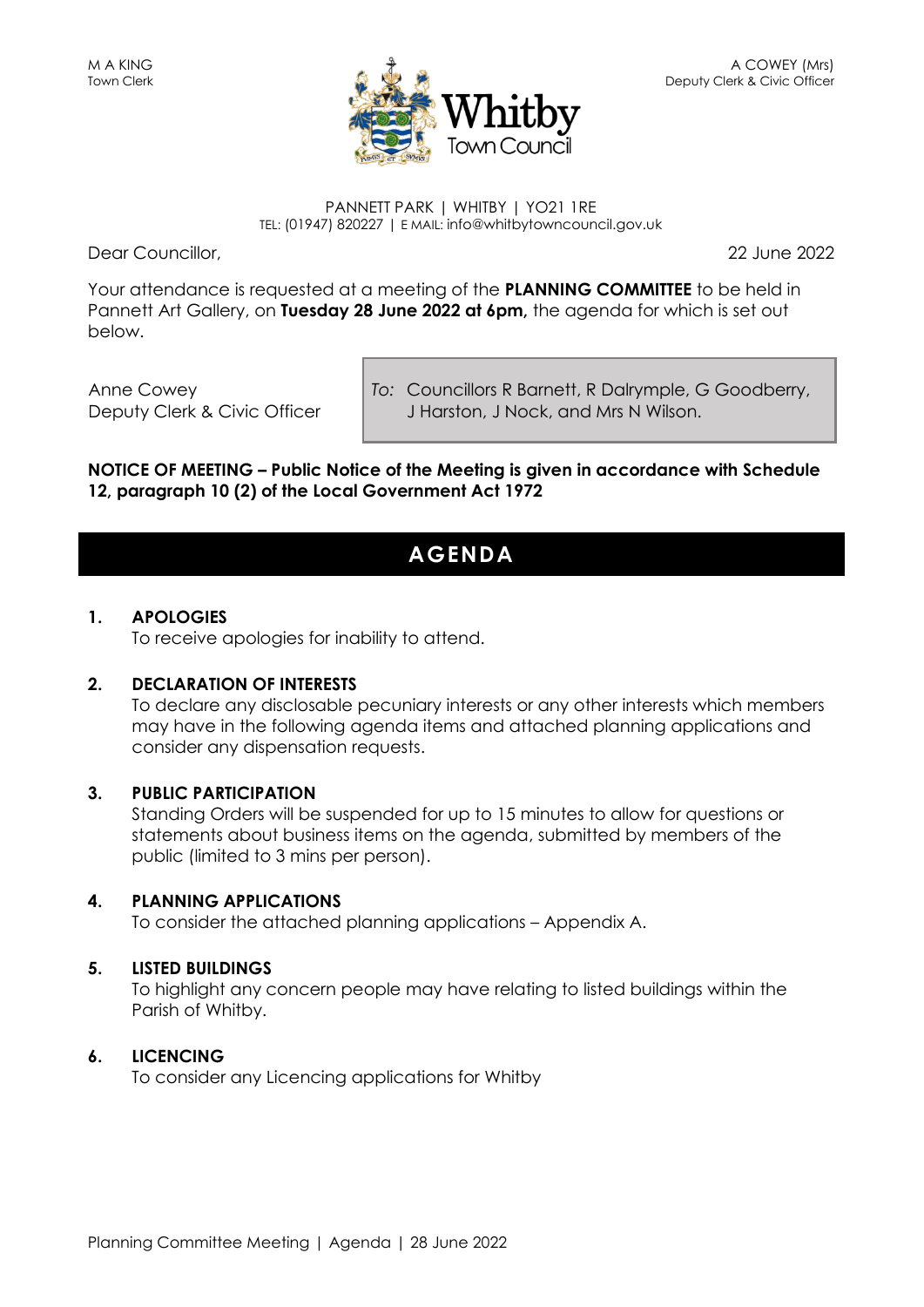M A KING
Town Clerk

A COWEY (Mrs)
Deputy Clerk & Civic Officer

**Whitby Town Council**

PANNETT PARK | WHITBY | YO21 1RE
TEL: (01947) 820227 | E MAIL: info@whitbytowncouncil.gov.uk

Dear Councillor,

22 June 2022

Your attendance is requested at a meeting of the **PLANNING COMMITTEE** to be held in Pannett Art Gallery, on **Tuesday 28 June 2022 at 6pm,** the agenda for which is set out below.

Anne Cowey
Deputy Clerk & Civic Officer

*To:* Councillors R Barnett, R Dalrymple, G Goodberry, J Harston, J Nock, and Mrs N Wilson.

**NOTICE OF MEETING – Public Notice of the Meeting is given in accordance with Schedule 12, paragraph 10 (2) of the Local Government Act 1972**

# AGENDA

**1. APOLOGIES**
To receive apologies for inability to attend.

**2. DECLARATION OF INTERESTS**
To declare any disclosable pecuniary interests or any other interests which members may have in the following agenda items and attached planning applications and consider any dispensation requests.

**3. PUBLIC PARTICIPATION**
Standing Orders will be suspended for up to 15 minutes to allow for questions or statements about business items on the agenda, submitted by members of the public (limited to 3 mins per person).

**4. PLANNING APPLICATIONS**
To consider the attached planning applications – Appendix A.

**5. LISTED BUILDINGS**
To highlight any concern people may have relating to listed buildings within the Parish of Whitby.

**6. LICENCING**
To consider any Licencing applications for Whitby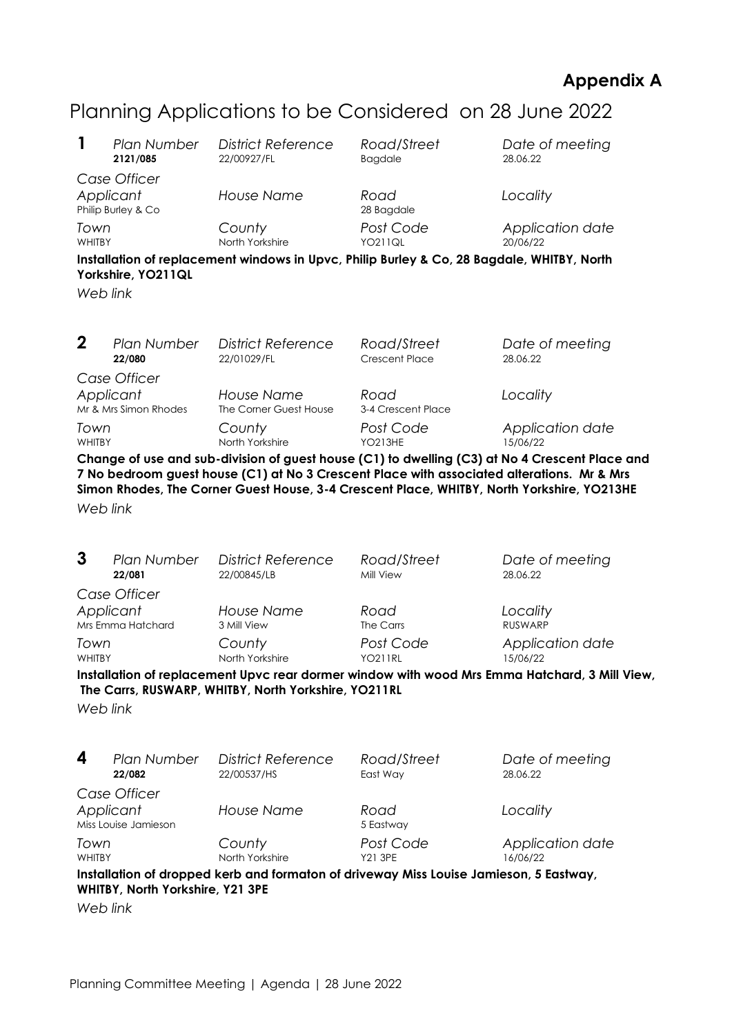**Appendix A**

# Planning Applications to be Considered on 28 June 2022

## 1

| *Plan Number* | *District Reference* | *Road/Street* | *Date of meeting* |
|---|---|---|---|
| **2121/085** | 22/00927/FL | Bagdale | 28.06.22 |
| *Case Officer* | | | |
| *Applicant* | *House Name* | *Road* | *Locality* |
| Philip Burley & Co | | 28 Bagdale | |
| *Town* | *County* | *Post Code* | *Application date* |
| WHITBY | North Yorkshire | YO211QL | 20/06/22 |

**Installation of replacement windows in Upvc, Philip Burley & Co, 28 Bagdale, WHITBY, North Yorkshire, YO211QL**

*Web link*

## 2

| *Plan Number* | *District Reference* | *Road/Street* | *Date of meeting* |
|---|---|---|---|
| **22/080** | 22/01029/FL | Crescent Place | 28.06.22 |
| *Case Officer* | | | |
| *Applicant* | *House Name* | *Road* | *Locality* |
| Mr & Mrs Simon Rhodes | The Corner Guest House | 3-4 Crescent Place | |
| *Town* | *County* | *Post Code* | *Application date* |
| WHITBY | North Yorkshire | YO213HE | 15/06/22 |

**Change of use and sub-division of guest house (C1) to dwelling (C3) at No 4 Crescent Place and 7 No bedroom guest house (C1) at No 3 Crescent Place with associated alterations. Mr & Mrs Simon Rhodes, The Corner Guest House, 3-4 Crescent Place, WHITBY, North Yorkshire, YO213HE**

*Web link*

## 3

| *Plan Number* | *District Reference* | *Road/Street* | *Date of meeting* |
|---|---|---|---|
| **22/081** | 22/00845/LB | Mill View | 28.06.22 |
| *Case Officer* | | | |
| *Applicant* | *House Name* | *Road* | *Locality* |
| Mrs Emma Hatchard | 3 Mill View | The Carrs | RUSWARP |
| *Town* | *County* | *Post Code* | *Application date* |
| WHITBY | North Yorkshire | YO211RL | 15/06/22 |

**Installation of replacement Upvc rear dormer window with wood Mrs Emma Hatchard, 3 Mill View, The Carrs, RUSWARP, WHITBY, North Yorkshire, YO211RL**

*Web link*

## 4

| *Plan Number* | *District Reference* | *Road/Street* | *Date of meeting* |
|---|---|---|---|
| **22/082** | 22/00537/HS | East Way | 28.06.22 |
| *Case Officer* | | | |
| *Applicant* | *House Name* | *Road* | *Locality* |
| Miss Louise Jamieson | | 5 Eastway | |
| *Town* | *County* | *Post Code* | *Application date* |
| WHITBY | North Yorkshire | Y21 3PE | 16/06/22 |

**Installation of dropped kerb and formaton of driveway Miss Louise Jamieson, 5 Eastway, WHITBY, North Yorkshire, Y21 3PE**

*Web link*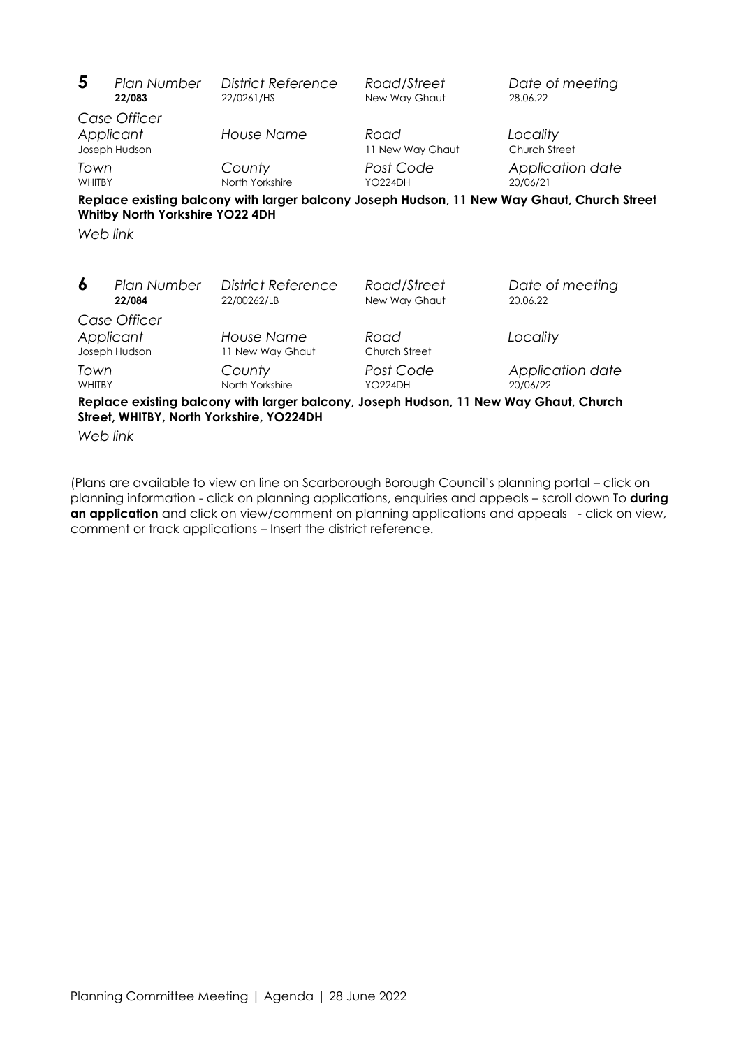**5**

| Plan Number | District Reference | Road/Street | Date of meeting |
|---|---|---|---|
| **22/083** | 22/0261/HS | New Way Ghaut | 28.06.22 |
| *Case Officer* | | | |
| *Applicant* | *House Name* | *Road* | *Locality* |
| Joseph Hudson | | 11 New Way Ghaut | Church Street |
| *Town* | *County* | *Post Code* | *Application date* |
| WHITBY | North Yorkshire | YO224DH | 20/06/21 |

**Replace existing balcony with larger balcony Joseph Hudson, 11 New Way Ghaut, Church Street Whitby North Yorkshire YO22 4DH**

*Web link*

**6**

| Plan Number | District Reference | Road/Street | Date of meeting |
|---|---|---|---|
| **22/084** | 22/00262/LB | New Way Ghaut | 20.06.22 |
| *Case Officer* | | | |
| *Applicant* | *House Name* | *Road* | *Locality* |
| Joseph Hudson | 11 New Way Ghaut | Church Street | |
| *Town* | *County* | *Post Code* | *Application date* |
| WHITBY | North Yorkshire | YO224DH | 20/06/22 |

**Replace existing balcony with larger balcony, Joseph Hudson, 11 New Way Ghaut, Church Street, WHITBY, North Yorkshire, YO224DH**

*Web link*

(Plans are available to view on line on Scarborough Borough Council's planning portal – click on planning information - click on planning applications, enquiries and appeals – scroll down To **during an application** and click on view/comment on planning applications and appeals - click on view, comment or track applications – Insert the district reference.